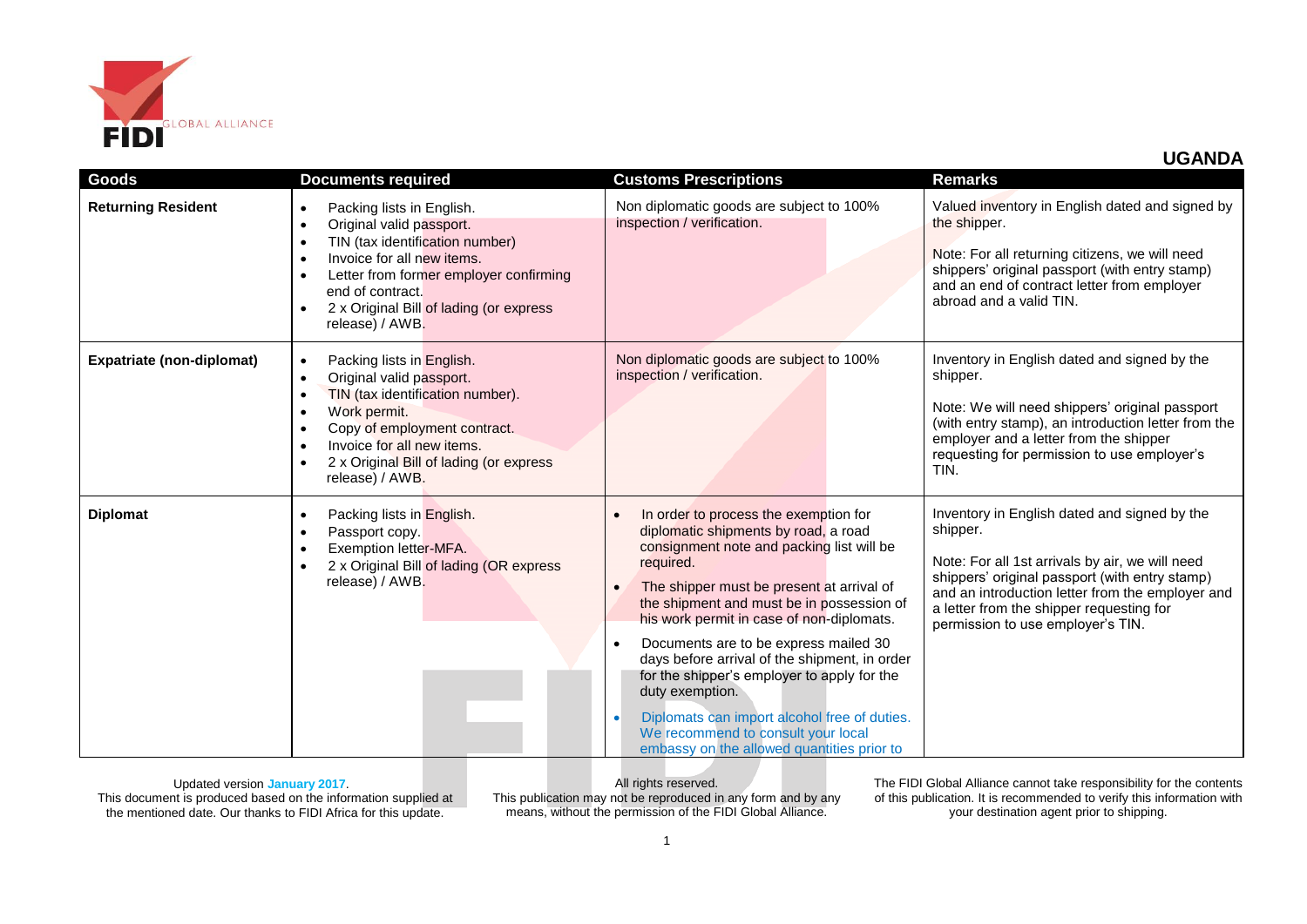## UGANDA

| Goods | Documents required | Customs Prescriptions | Remarks |
|---|---|---|---|
| **Returning Resident** | • Packing lists in English.<br>• Original valid passport.<br>• TIN (tax identification number)<br>• Invoice for all new items.<br>• Letter from former employer confirming end of contract.<br>• 2 x Original Bill of lading (or express release) / AWB. | Non diplomatic goods are subject to 100% inspection / verification. | Valued inventory in English dated and signed by the shipper.<br><br>Note: For all returning citizens, we will need shippers' original passport (with entry stamp) and an end of contract letter from employer abroad and a valid TIN. |
| **Expatriate (non-diplomat)** | • Packing lists in English.<br>• Original valid passport.<br>• TIN (tax identification number).<br>• Work permit.<br>• Copy of employment contract.<br>• Invoice for all new items.<br>• 2 x Original Bill of lading (or express release) / AWB. | Non diplomatic goods are subject to 100% inspection / verification. | Inventory in English dated and signed by the shipper.<br><br>Note: We will need shippers' original passport (with entry stamp), an introduction letter from the employer and a letter from the shipper requesting for permission to use employer's TIN. |
| **Diplomat** | • Packing lists in English.<br>• Passport copy.<br>• Exemption letter-MFA.<br>• 2 x Original Bill of lading (OR express release) / AWB. | • In order to process the exemption for diplomatic shipments by road, a road consignment note and packing list will be required.<br>• The shipper must be present at arrival of the shipment and must be in possession of his work permit in case of non-diplomats.<br>• Documents are to be express mailed 30 days before arrival of the shipment, in order for the shipper's employer to apply for the duty exemption.<br>• Diplomats can import alcohol free of duties. We recommend to consult your local embassy on the allowed quantities prior to | Inventory in English dated and signed by the shipper.<br><br>Note: For all 1st arrivals by air, we will need shippers' original passport (with entry stamp) and an introduction letter from the employer and a letter from the shipper requesting for permission to use employer's TIN. |

Updated version **January 2017**.
This document is produced based on the information supplied at the mentioned date. Our thanks to FIDI Africa for this update.

All rights reserved.
This publication may not be reproduced in any form and by any means, without the permission of the FIDI Global Alliance.

The FIDI Global Alliance cannot take responsibility for the contents of this publication. It is recommended to verify this information with your destination agent prior to shipping.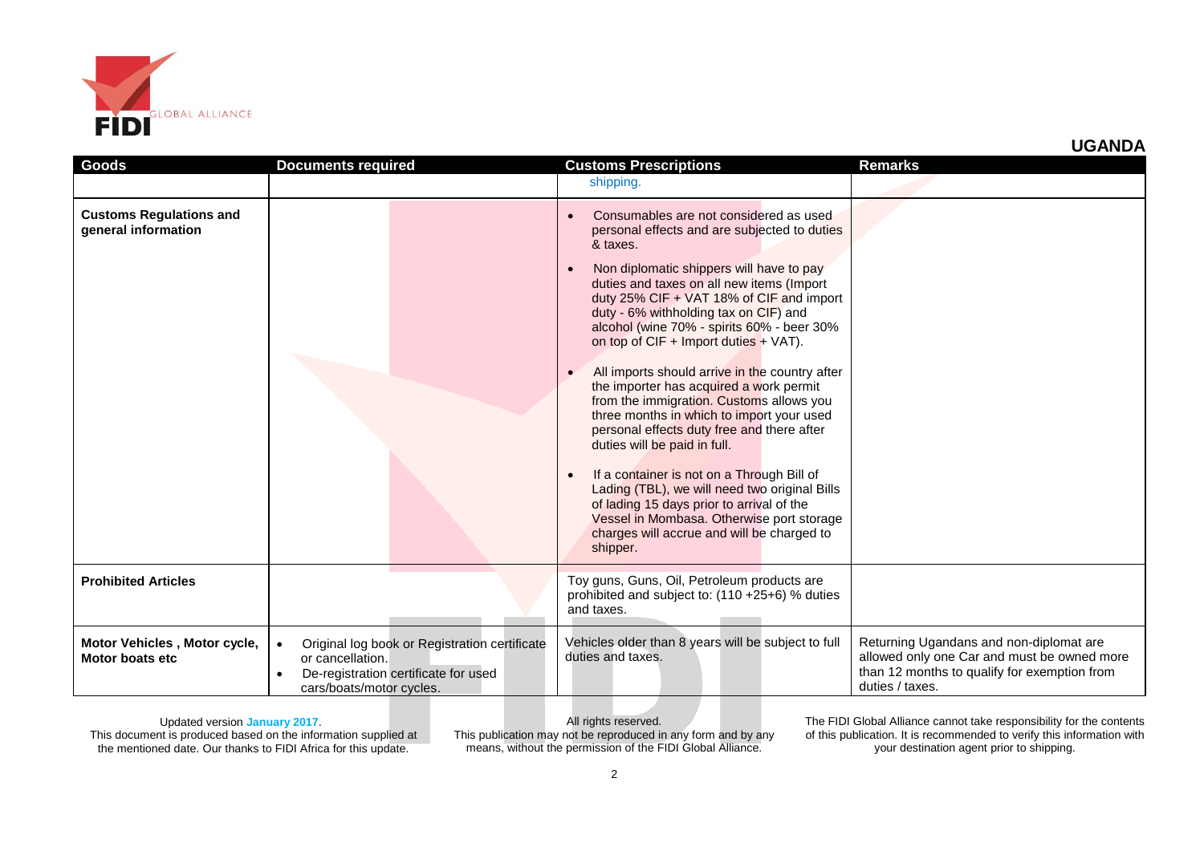## UGANDA

| Goods | Documents required | Customs Prescriptions | Remarks |
|---|---|---|---|
| | | shipping. | |
| **Customs Regulations and general information** | | • Consumables are not considered as used personal effects and are subjected to duties & taxes.<br>• Non diplomatic shippers will have to pay duties and taxes on all new items (Import duty 25% CIF + VAT 18% of CIF and import duty - 6% withholding tax on CIF) and alcohol (wine 70% - spirits 60% - beer 30% on top of CIF + Import duties + VAT).<br>• All imports should arrive in the country after the importer has acquired a work permit from the immigration. Customs allows you three months in which to import your used personal effects duty free and there after duties will be paid in full.<br>• If a container is not on a Through Bill of Lading (TBL), we will need two original Bills of lading 15 days prior to arrival of the Vessel in Mombasa. Otherwise port storage charges will accrue and will be charged to shipper. | |
| **Prohibited Articles** | | Toy guns, Guns, Oil, Petroleum products are prohibited and subject to: (110 +25+6) % duties and taxes. | |
| **Motor Vehicles , Motor cycle, Motor boats etc** | • Original log book or Registration certificate or cancellation.<br>• De-registration certificate for used cars/boats/motor cycles. | Vehicles older than 8 years will be subject to full duties and taxes. | Returning Ugandans and non-diplomat are allowed only one Car and must be owned more than 12 months to qualify for exemption from duties / taxes. |

Updated version **January 2017**.
This document is produced based on the information supplied at the mentioned date. Our thanks to FIDI Africa for this update.

All rights reserved.
This publication may not be reproduced in any form and by any means, without the permission of the FIDI Global Alliance.

The FIDI Global Alliance cannot take responsibility for the contents of this publication. It is recommended to verify this information with your destination agent prior to shipping.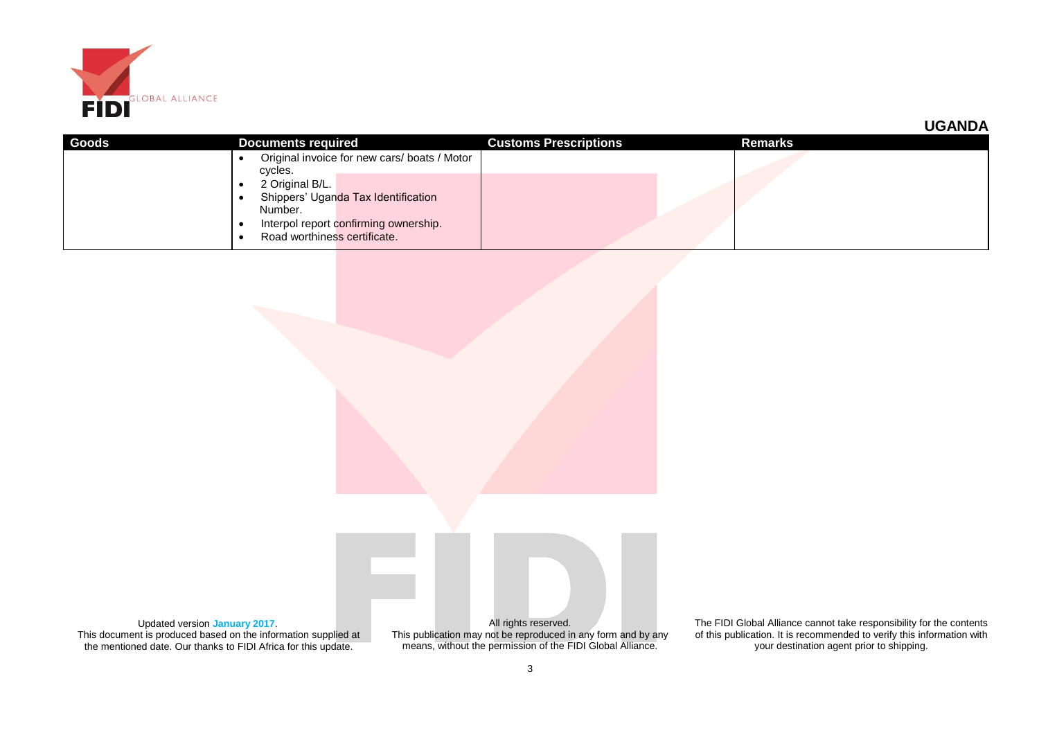## UGANDA

| Goods | Documents required | Customs Prescriptions | Remarks |
|---|---|---|---|
| | • Original invoice for new cars/ boats / Motor cycles.<br>• 2 Original B/L.<br>• Shippers' Uganda Tax Identification Number.<br>• Interpol report confirming ownership.<br>• Road worthiness certificate. | | |

Updated version **January 2017**.
This document is produced based on the information supplied at the mentioned date. Our thanks to FIDI Africa for this update.

All rights reserved.
This publication may not be reproduced in any form and by any means, without the permission of the FIDI Global Alliance.

The FIDI Global Alliance cannot take responsibility for the contents of this publication. It is recommended to verify this information with your destination agent prior to shipping.